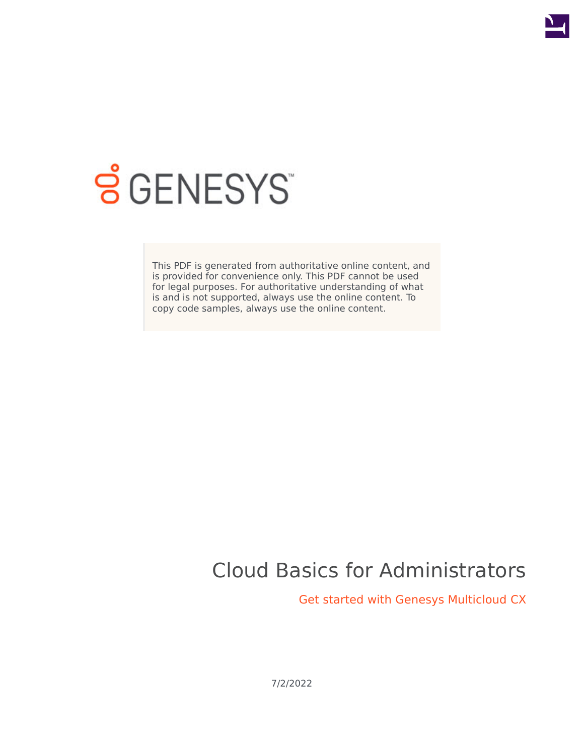GENESYS

This PDF is generated from authoritative online content, and is provided for convenience only. This PDF cannot be used for legal purposes. For authoritative understanding of what is and is not supported, always use the online content. To copy code samples, always use the online content.

# Cloud Basics for Administrators

Get started with Genesys Multicloud CX

7/2/2022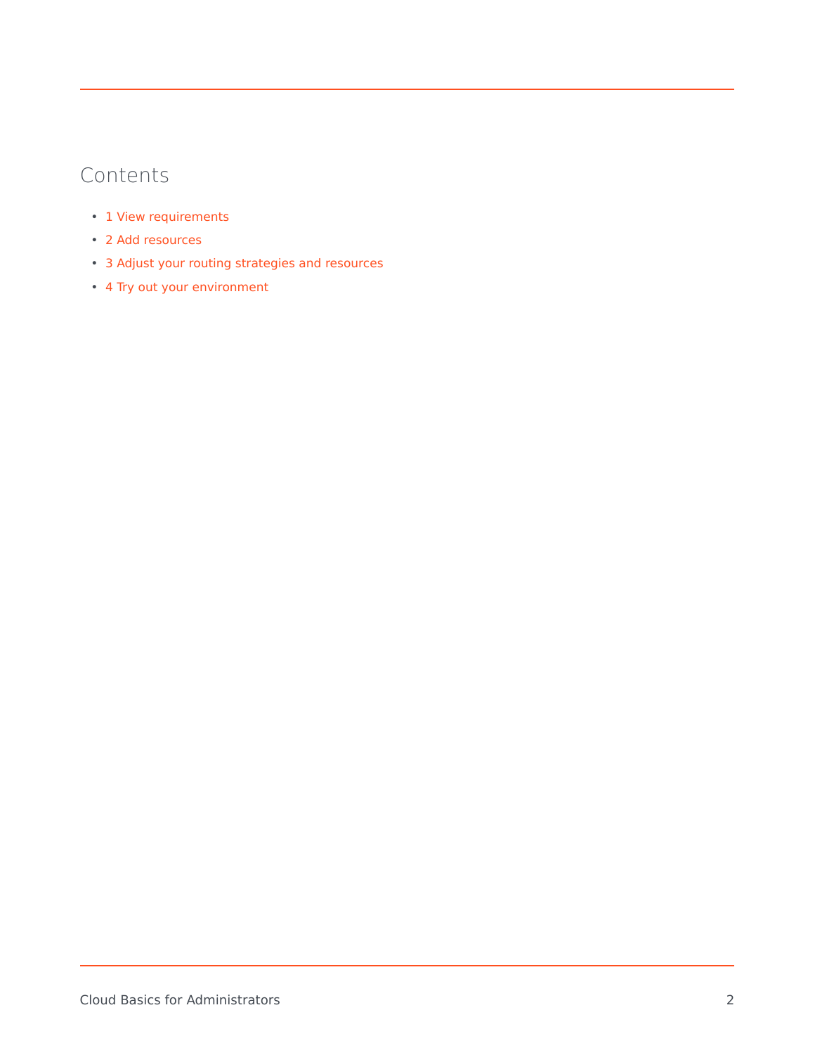## Contents

- 1 View requirements
- 2 Add resources
- 3 Adjust your routing strategies and resources
- 4 Try out your environment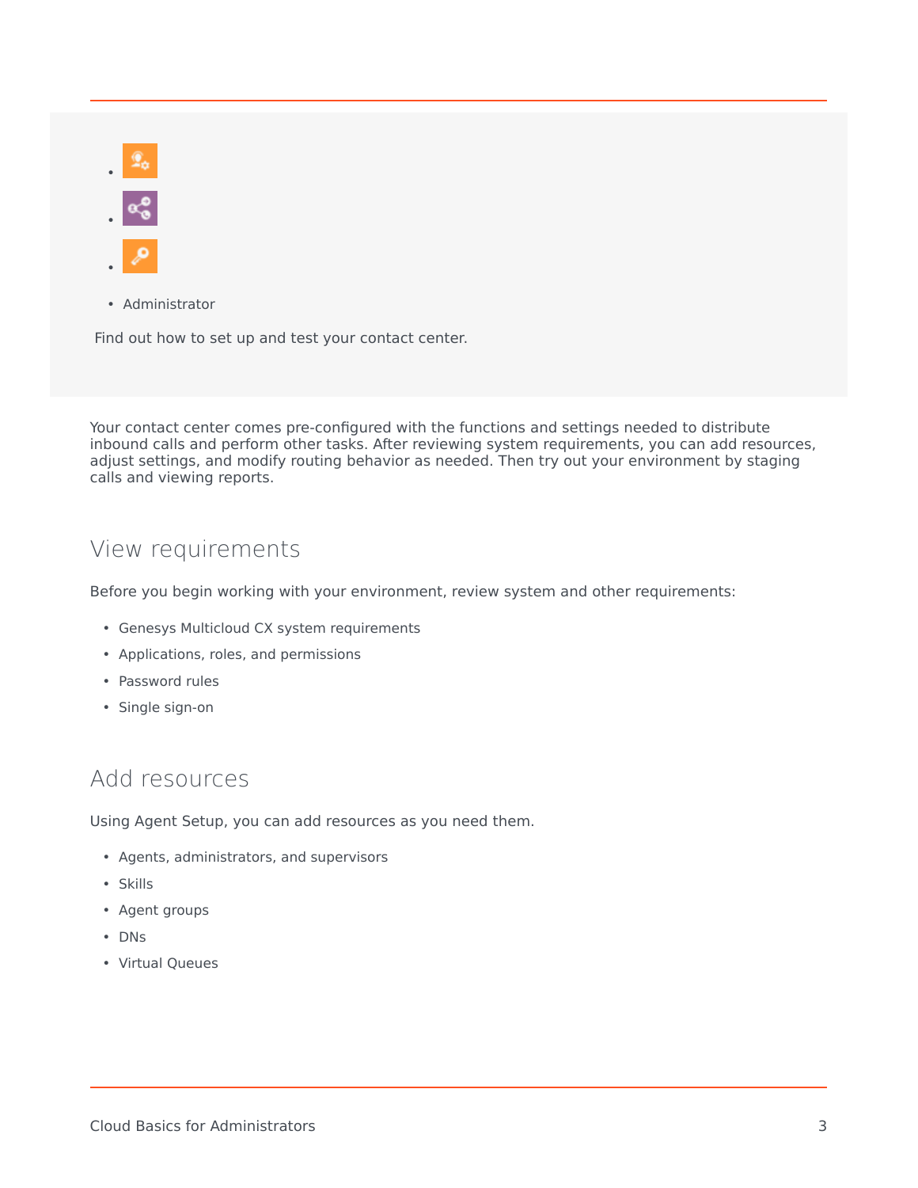- Administrator

Find out how to set up and test your contact center.

Your contact center comes pre-configured with the functions and settings needed to distribute inbound calls and perform other tasks. After reviewing system requirements, you can add resources, adjust settings, and modify routing behavior as needed. Then try out your environment by staging calls and viewing reports.

## View requirements

Before you begin working with your environment, review system and other requirements:

- Genesys Multicloud CX system requirements
- Applications, roles, and permissions
- Password rules
- Single sign-on

## Add resources

Using Agent Setup, you can add resources as you need them.

- Agents, administrators, and supervisors
- Skills
- Agent groups
- DNs
- Virtual Queues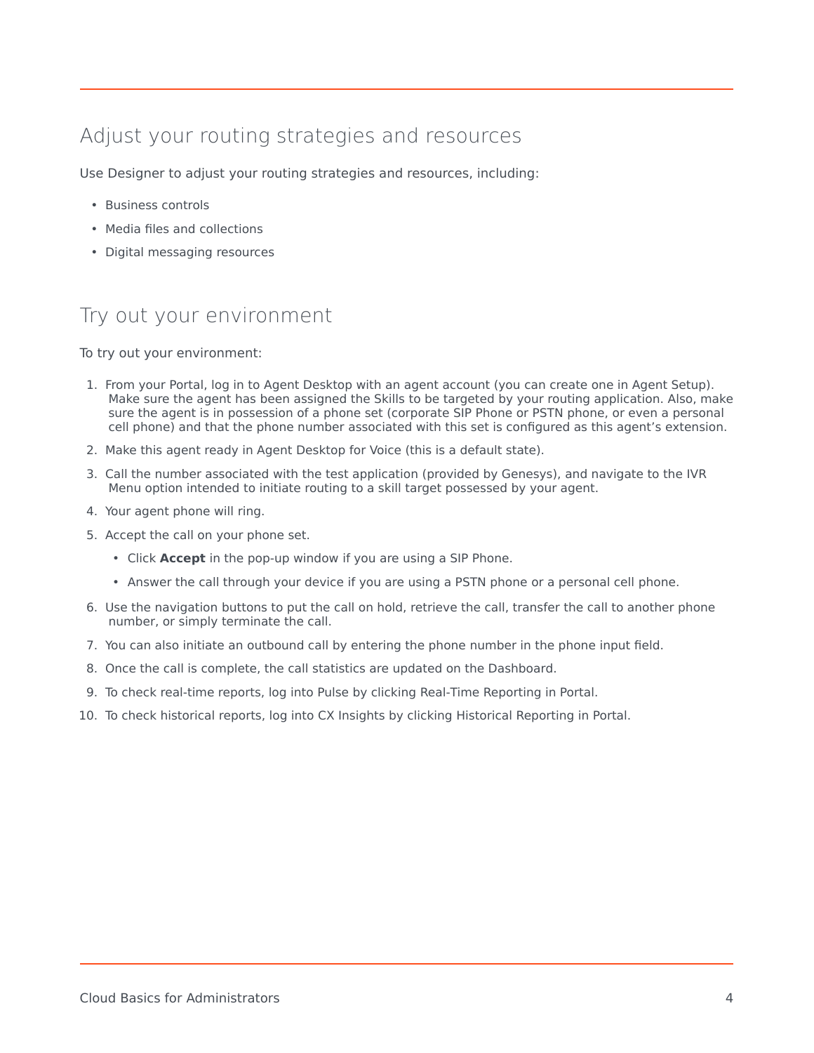## Adjust your routing strategies and resources

Use Designer to adjust your routing strategies and resources, including:

- Business controls
- Media files and collections
- Digital messaging resources

## Try out your environment

To try out your environment:

1. From your Portal, log in to Agent Desktop with an agent account (you can create one in Agent Setup). Make sure the agent has been assigned the Skills to be targeted by your routing application. Also, make sure the agent is in possession of a phone set (corporate SIP Phone or PSTN phone, or even a personal cell phone) and that the phone number associated with this set is configured as this agent's extension.
2. Make this agent ready in Agent Desktop for Voice (this is a default state).
3. Call the number associated with the test application (provided by Genesys), and navigate to the IVR Menu option intended to initiate routing to a skill target possessed by your agent.
4. Your agent phone will ring.
5. Accept the call on your phone set.
   - Click **Accept** in the pop-up window if you are using a SIP Phone.
   - Answer the call through your device if you are using a PSTN phone or a personal cell phone.
6. Use the navigation buttons to put the call on hold, retrieve the call, transfer the call to another phone number, or simply terminate the call.
7. You can also initiate an outbound call by entering the phone number in the phone input field.
8. Once the call is complete, the call statistics are updated on the Dashboard.
9. To check real-time reports, log into Pulse by clicking Real-Time Reporting in Portal.
10. To check historical reports, log into CX Insights by clicking Historical Reporting in Portal.